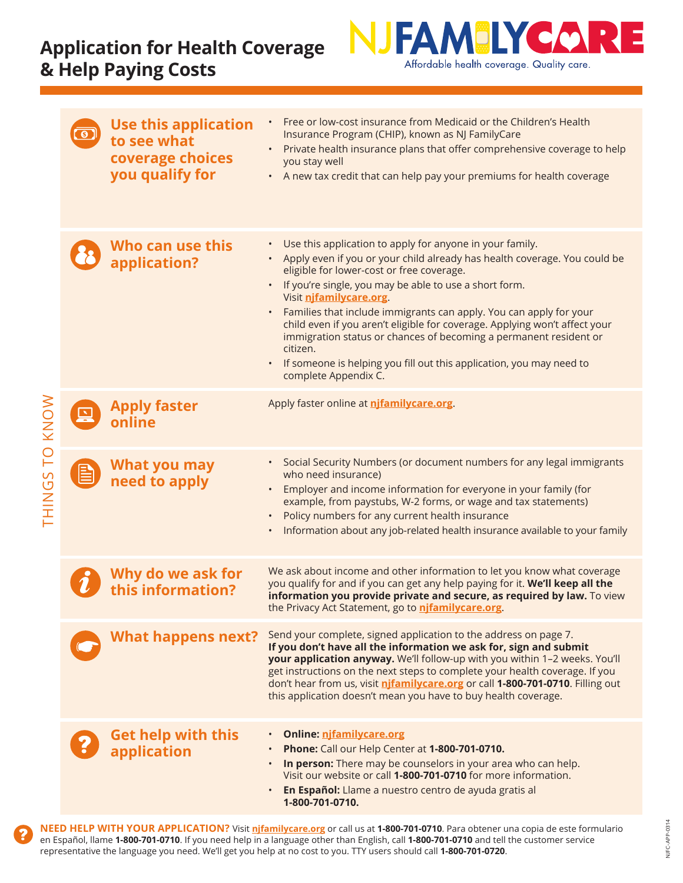# Application for Health Coverage & Help Paying Costs

NJ FAMILYCARE
Affordable health coverage. Quality care.

THINGS TO KNOW

## Use this application to see what coverage choices you qualify for

- Free or low-cost insurance from Medicaid or the Children's Health Insurance Program (CHIP), known as NJ FamilyCare
- Private health insurance plans that offer comprehensive coverage to help you stay well
- A new tax credit that can help pay your premiums for health coverage

## Who can use this application?

- Use this application to apply for anyone in your family.
- Apply even if you or your child already has health coverage. You could be eligible for lower-cost or free coverage.
- If you're single, you may be able to use a short form. Visit **njfamilycare.org**.
- Families that include immigrants can apply. You can apply for your child even if you aren't eligible for coverage. Applying won't affect your immigration status or chances of becoming a permanent resident or citizen.
- If someone is helping you fill out this application, you may need to complete Appendix C.

## Apply faster online

Apply faster online at **njfamilycare.org**.

## What you may need to apply

- Social Security Numbers (or document numbers for any legal immigrants who need insurance)
- Employer and income information for everyone in your family (for example, from paystubs, W-2 forms, or wage and tax statements)
- Policy numbers for any current health insurance
- Information about any job-related health insurance available to your family

## Why do we ask for this information?

We ask about income and other information to let you know what coverage you qualify for and if you can get any help paying for it. **We'll keep all the information you provide private and secure, as required by law.** To view the Privacy Act Statement, go to **njfamilycare.org**.

## What happens next?

Send your complete, signed application to the address on page 7. **If you don't have all the information we ask for, sign and submit your application anyway.** We'll follow-up with you within 1–2 weeks. You'll get instructions on the next steps to complete your health coverage. If you don't hear from us, visit **njfamilycare.org** or call **1-800-701-0710**. Filling out this application doesn't mean you have to buy health coverage.

## Get help with this application

- **Online:** **njfamilycare.org**
- **Phone:** Call our Help Center at **1-800-701-0710.**
- **In person:** There may be counselors in your area who can help. Visit our website or call **1-800-701-0710** for more information.
- **En Español:** Llame a nuestro centro de ayuda gratis al **1-800-701-0710.**

**NEED HELP WITH YOUR APPLICATION?** Visit **njfamilycare.org** or call us at **1-800-701-0710**. Para obtener una copia de este formulario en Español, llame **1-800-701-0710**. If you need help in a language other than English, call **1-800-701-0710** and tell the customer service representative the language you need. We'll get you help at no cost to you. TTY users should call **1-800-701-0720**.

NJFC-APP-0314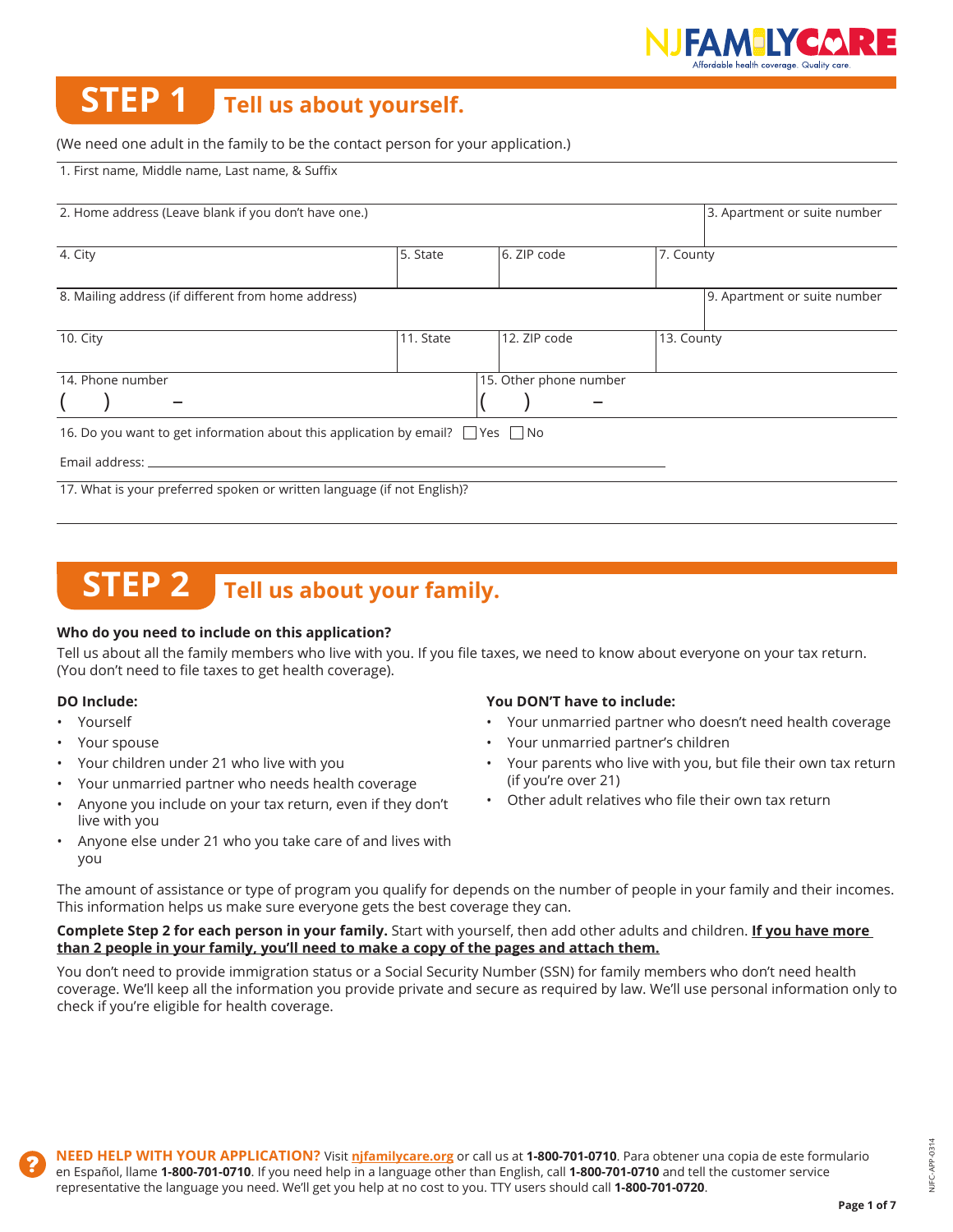# STEP 1 Tell us about yourself.

(We need one adult in the family to be the contact person for your application.)

1. First name, Middle name, Last name, & Suffix

| 2. Home address (Leave blank if you don't have one.) | | | 3. Apartment or suite number |
|---|---|---|---|
| 4. City | 5. State | 6. ZIP code | 7. County |
| 8. Mailing address (if different from home address) | | | 9. Apartment or suite number |
| 10. City | 11. State | 12. ZIP code | 13. County |

| 14. Phone number | 15. Other phone number |
|---|---|
| (    )    – | (    )    – |

16. Do you want to get information about this application by email? ☐ Yes ☐ No

Email address: ___________________________

17. What is your preferred spoken or written language (if not English)?

# STEP 2 Tell us about your family.

**Who do you need to include on this application?**

Tell us about all the family members who live with you. If you file taxes, we need to know about everyone on your tax return. (You don't need to file taxes to get health coverage).

**DO Include:**

- Yourself
- Your spouse
- Your children under 21 who live with you
- Your unmarried partner who needs health coverage
- Anyone you include on your tax return, even if they don't live with you
- Anyone else under 21 who you take care of and lives with you

**You DON'T have to include:**

- Your unmarried partner who doesn't need health coverage
- Your unmarried partner's children
- Your parents who live with you, but file their own tax return (if you're over 21)
- Other adult relatives who file their own tax return

The amount of assistance or type of program you qualify for depends on the number of people in your family and their incomes. This information helps us make sure everyone gets the best coverage they can.

**Complete Step 2 for each person in your family.** Start with yourself, then add other adults and children. **If you have more than 2 people in your family, you'll need to make a copy of the pages and attach them.**

You don't need to provide immigration status or a Social Security Number (SSN) for family members who don't need health coverage. We'll keep all the information you provide private and secure as required by law. We'll use personal information only to check if you're eligible for health coverage.

**NEED HELP WITH YOUR APPLICATION?** Visit **njfamilycare.org** or call us at **1-800-701-0710**. Para obtener una copia de este formulario en Español, llame **1-800-701-0710**. If you need help in a language other than English, call **1-800-701-0710** and tell the customer service representative the language you need. We'll get you help at no cost to you. TTY users should call **1-800-701-0720**.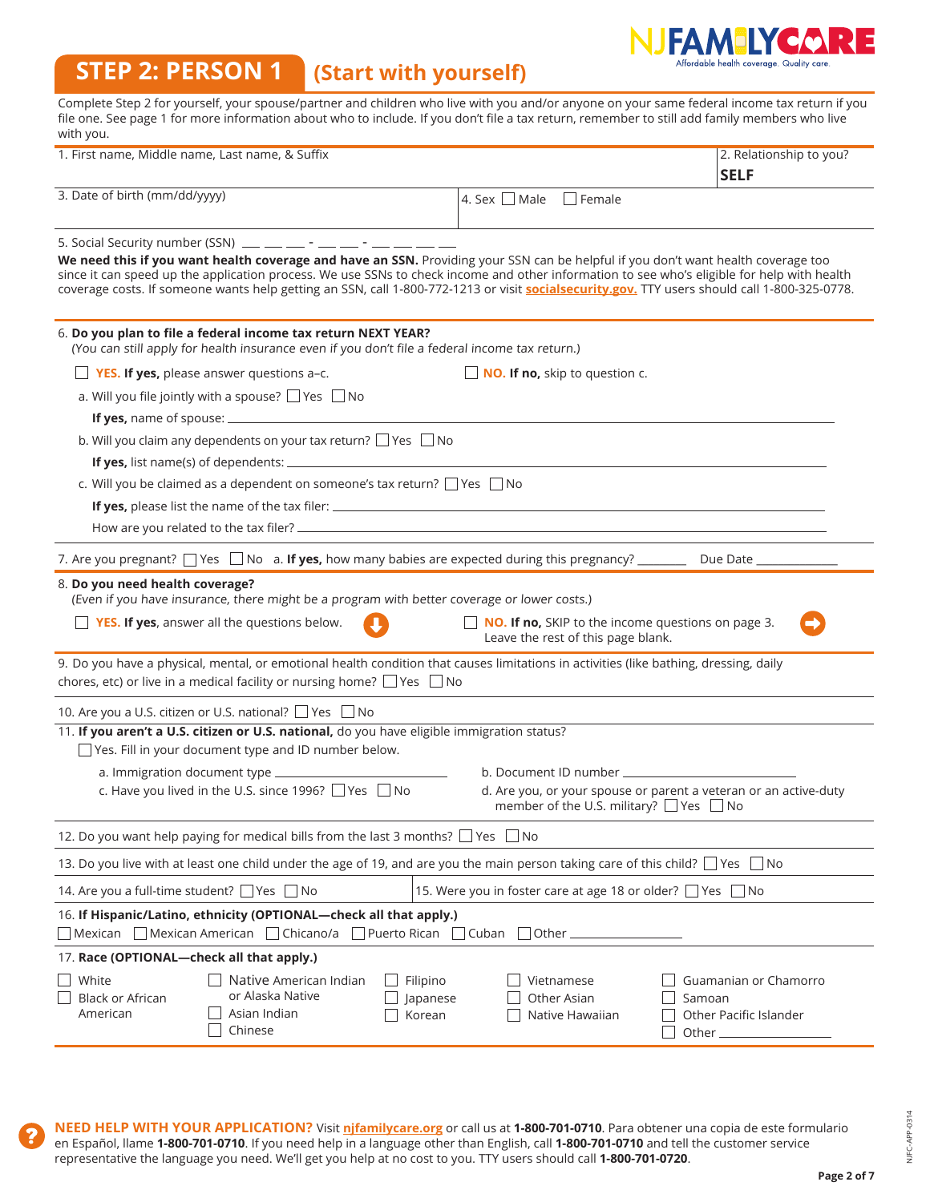# STEP 2: PERSON 1 (Start with yourself)

Complete Step 2 for yourself, your spouse/partner and children who live with you and/or anyone on your same federal income tax return if you file one. See page 1 for more information about who to include. If you don't file a tax return, remember to still add family members who live with you.

| 1. First name, Middle name, Last name, & Suffix | 2. Relationship to you? **SELF** |
|---|---|
| 3. Date of birth (mm/dd/yyyy) | 4. Sex ☐ Male ☐ Female |

5. Social Security number (SSN) ___ ___ ___ - ___ ___ - ___ ___ ___ ___

**We need this if you want health coverage and have an SSN.** Providing your SSN can be helpful if you don't want health coverage too since it can speed up the application process. We use SSNs to check income and other information to see who's eligible for help with health coverage costs. If someone wants help getting an SSN, call 1-800-772-1213 or visit **socialsecurity.gov.** TTY users should call 1-800-325-0778.

6. **Do you plan to file a federal income tax return NEXT YEAR?**
*(You can still apply for health insurance even if you don't file a federal income tax return.)*

☐ **YES. If yes,** please answer questions a–c. ☐ **NO. If no,** skip to question c.

a. Will you file jointly with a spouse? ☐ Yes ☐ No

**If yes,** name of spouse: ____________________

b. Will you claim any dependents on your tax return? ☐ Yes ☐ No

**If yes,** list name(s) of dependents: ____________________

c. Will you be claimed as a dependent on someone's tax return? ☐ Yes ☐ No

**If yes,** please list the name of the tax filer: ____________________

How are you related to the tax filer? ____________________

7. Are you pregnant? ☐ Yes ☐ No a. **If yes,** how many babies are expected during this pregnancy? ________ Due Date ____________

8. **Do you need health coverage?**
*(Even if you have insurance, there might be a program with better coverage or lower costs.)*

☐ **YES. If yes**, answer all the questions below.

☐ **NO. If no,** SKIP to the income questions on page 3. Leave the rest of this page blank.

9. Do you have a physical, mental, or emotional health condition that causes limitations in activities (like bathing, dressing, daily chores, etc) or live in a medical facility or nursing home? ☐ Yes ☐ No

10. Are you a U.S. citizen or U.S. national? ☐ Yes ☐ No

11. **If you aren't a U.S. citizen or U.S. national,** do you have eligible immigration status?

☐ Yes. Fill in your document type and ID number below.

a. Immigration document type ____________________

b. Document ID number ____________________

c. Have you lived in the U.S. since 1996? ☐ Yes ☐ No

d. Are you, or your spouse or parent a veteran or an active-duty member of the U.S. military? ☐ Yes ☐ No

12. Do you want help paying for medical bills from the last 3 months? ☐ Yes ☐ No

13. Do you live with at least one child under the age of 19, and are you the main person taking care of this child? ☐ Yes ☐ No

14. Are you a full-time student? ☐ Yes ☐ No

15. Were you in foster care at age 18 or older? ☐ Yes ☐ No

16. **If Hispanic/Latino, ethnicity (OPTIONAL—check all that apply.)**

☐ Mexican ☐ Mexican American ☐ Chicano/a ☐ Puerto Rican ☐ Cuban ☐ Other ____________

17. **Race (OPTIONAL—check all that apply.)**

☐ White
☐ Black or African American
☐ Native American Indian or Alaska Native
☐ Asian Indian
☐ Chinese
☐ Filipino
☐ Japanese
☐ Korean
☐ Vietnamese
☐ Other Asian
☐ Native Hawaiian
☐ Guamanian or Chamorro
☐ Samoan
☐ Other Pacific Islander
☐ Other ____________

**NEED HELP WITH YOUR APPLICATION?** Visit **njfamilycare.org** or call us at **1-800-701-0710**. Para obtener una copia de este formulario en Español, llame **1-800-701-0710**. If you need help in a language other than English, call **1-800-701-0710** and tell the customer service representative the language you need. We'll get you help at no cost to you. TTY users should call **1-800-701-0720**.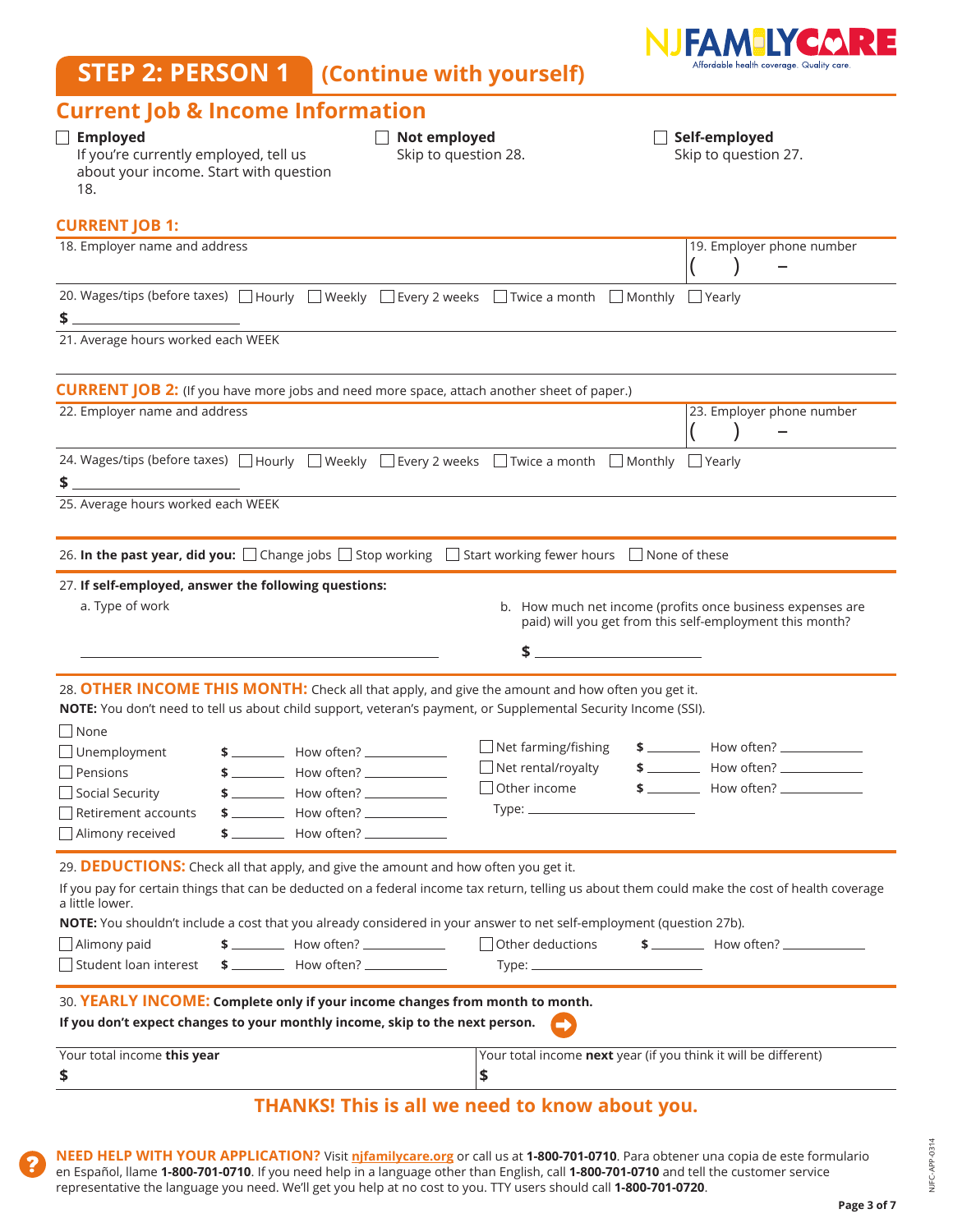# STEP 2: PERSON 1 (Continue with yourself)

## Current Job & Income Information

☐ **Employed**
If you're currently employed, tell us about your income. Start with question 18.

☐ **Not employed**
Skip to question 28.

☐ **Self-employed**
Skip to question 27.

### CURRENT JOB 1:

18. Employer name and address

19. Employer phone number
( ) –

20. Wages/tips (before taxes) ☐ Hourly ☐ Weekly ☐ Every 2 weeks ☐ Twice a month ☐ Monthly ☐ Yearly
$ ____________

21. Average hours worked each WEEK

### CURRENT JOB 2: (If you have more jobs and need more space, attach another sheet of paper.)

22. Employer name and address

23. Employer phone number
( ) –

24. Wages/tips (before taxes) ☐ Hourly ☐ Weekly ☐ Every 2 weeks ☐ Twice a month ☐ Monthly ☐ Yearly
$ ____________

25. Average hours worked each WEEK

26. **In the past year, did you:** ☐ Change jobs ☐ Stop working ☐ Start working fewer hours ☐ None of these

27. **If self-employed, answer the following questions:**

a. Type of work

____________________________

b. How much net income (profits once business expenses are paid) will you get from this self-employment this month?

$ ____________

28. **OTHER INCOME THIS MONTH:** Check all that apply, and give the amount and how often you get it.

**NOTE:** You don't need to tell us about child support, veteran's payment, or Supplemental Security Income (SSI).

☐ None

☐ Unemployment $ ________ How often? ____________
☐ Pensions $ ________ How often? ____________
☐ Social Security $ ________ How often? ____________
☐ Retirement accounts $ ________ How often? ____________
☐ Alimony received $ ________ How often? ____________
☐ Net farming/fishing $ ________ How often? ____________
☐ Net rental/royalty $ ________ How often? ____________
☐ Other income $ ________ How often? ____________
Type: ____________

29. **DEDUCTIONS:** Check all that apply, and give the amount and how often you get it.

If you pay for certain things that can be deducted on a federal income tax return, telling us about them could make the cost of health coverage a little lower.

**NOTE:** You shouldn't include a cost that you already considered in your answer to net self-employment (question 27b).

☐ Alimony paid $ ________ How often? ____________
☐ Student loan interest $ ________ How often? ____________
☐ Other deductions $ ________ How often? ____________
Type: ____________

30. **YEARLY INCOME: Complete only if your income changes from month to month.**

**If you don't expect changes to your monthly income, skip to the next person.**

| Your total income **this** year | Your total income **next** year (if you think it will be different) |
|---|---|
| $ | $ |

**THANKS! This is all we need to know about you.**

**NEED HELP WITH YOUR APPLICATION?** Visit njfamilycare.org or call us at **1-800-701-0710**. Para obtener una copia de este formulario en Español, llame **1-800-701-0710**. If you need help in a language other than English, call **1-800-701-0710** and tell the customer service representative the language you need. We'll get you help at no cost to you. TTY users should call **1-800-701-0720**.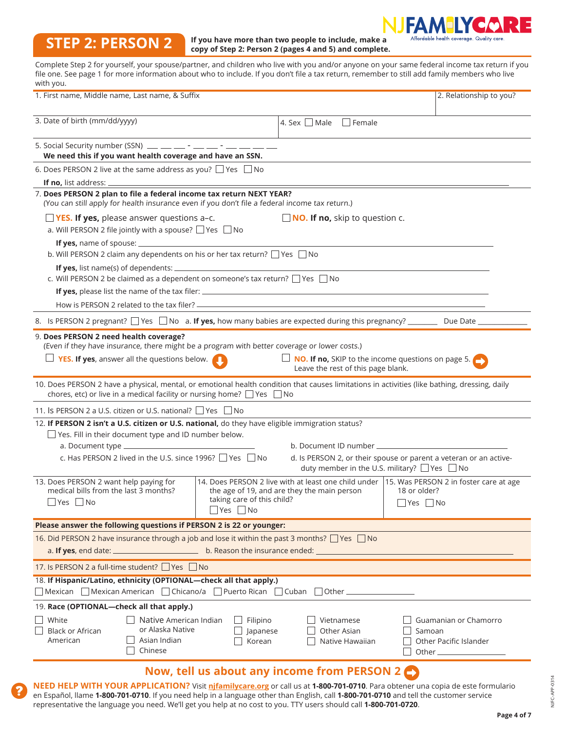# STEP 2: PERSON 2

**If you have more than two people to include, make a copy of Step 2: Person 2 (pages 4 and 5) and complete.**

NJ FAMILYCARE
Affordable health coverage. Quality care.

Complete Step 2 for yourself, your spouse/partner, and children who live with you and/or anyone on your same federal income tax return if you file one. See page 1 for more information about who to include. If you don't file a tax return, remember to still add family members who live with you.

1. First name, Middle name, Last name, & Suffix

2. Relationship to you?

3. Date of birth (mm/dd/yyyy)

4. Sex ☐ Male ☐ Female

5. Social Security number (SSN) ___ ___ ___ - ___ ___ - ___ ___ ___ ___
**We need this if you want health coverage and have an SSN.**

6. Does PERSON 2 live at the same address as you? ☐ Yes ☐ No
**If no,** list address: ______

7. **Does PERSON 2 plan to file a federal income tax return NEXT YEAR?**
*(You can still apply for health insurance even if you don't file a federal income tax return.)*

☐ **YES. If yes,** please answer questions a–c. ☐ **NO. If no,** skip to question c.

a. Will PERSON 2 file jointly with a spouse? ☐ Yes ☐ No
**If yes,** name of spouse: ______

b. Will PERSON 2 claim any dependents on his or her tax return? ☐ Yes ☐ No
**If yes,** list name(s) of dependents: ______

c. Will PERSON 2 be claimed as a dependent on someone's tax return? ☐ Yes ☐ No
**If yes,** please list the name of the tax filer: ______
How is PERSON 2 related to the tax filer? ______

8. Is PERSON 2 pregnant? ☐ Yes ☐ No a. **If yes,** how many babies are expected during this pregnancy? ______ Due Date ______

9. **Does PERSON 2 need health coverage?**
*(Even if they have insurance, there might be a program with better coverage or lower costs.)*

☐ **YES. If yes,** answer all the questions below.

☐ **NO. If no,** SKIP to the income questions on page 5. Leave the rest of this page blank.

10. Does PERSON 2 have a physical, mental, or emotional health condition that causes limitations in activities (like bathing, dressing, daily chores, etc) or live in a medical facility or nursing home? ☐ Yes ☐ No

11. Is PERSON 2 a U.S. citizen or U.S. national? ☐ Yes ☐ No

12. **If PERSON 2 isn't a U.S. citizen or U.S. national,** do they have eligible immigration status?
☐ Yes. Fill in their document type and ID number below.

a. Document type ______
b. Document ID number ______
c. Has PERSON 2 lived in the U.S. since 1996? ☐ Yes ☐ No
d. Is PERSON 2, or their spouse or parent a veteran or an active-duty member in the U.S. military? ☐ Yes ☐ No

13. Does PERSON 2 want help paying for medical bills from the last 3 months? ☐ Yes ☐ No

14. Does PERSON 2 live with at least one child under the age of 19, and are they the main person taking care of this child? ☐ Yes ☐ No

15. Was PERSON 2 in foster care at age 18 or older? ☐ Yes ☐ No

**Please answer the following questions if PERSON 2 is 22 or younger:**

16. Did PERSON 2 have insurance through a job and lose it within the past 3 months? ☐ Yes ☐ No
a. **If yes,** end date: ______ b. Reason the insurance ended: ______

17. Is PERSON 2 a full-time student? ☐ Yes ☐ No

18. **If Hispanic/Latino, ethnicity (OPTIONAL—check all that apply.)**
☐ Mexican ☐ Mexican American ☐ Chicano/a ☐ Puerto Rican ☐ Cuban ☐ Other ______

19. **Race (OPTIONAL—check all that apply.)**
☐ White
☐ Black or African American
☐ Native American Indian or Alaska Native
☐ Asian Indian
☐ Chinese
☐ Filipino
☐ Japanese
☐ Korean
☐ Vietnamese
☐ Other Asian
☐ Native Hawaiian
☐ Guamanian or Chamorro
☐ Samoan
☐ Other Pacific Islander
☐ Other ______

## Now, tell us about any income from PERSON 2

**NEED HELP WITH YOUR APPLICATION?** Visit njfamilycare.org or call us at **1-800-701-0710**. Para obtener una copia de este formulario en Español, llame **1-800-701-0710**. If you need help in a language other than English, call **1-800-701-0710** and tell the customer service representative the language you need. We'll get you help at no cost to you. TTY users should call **1-800-701-0720**.

NJFC-APP-0314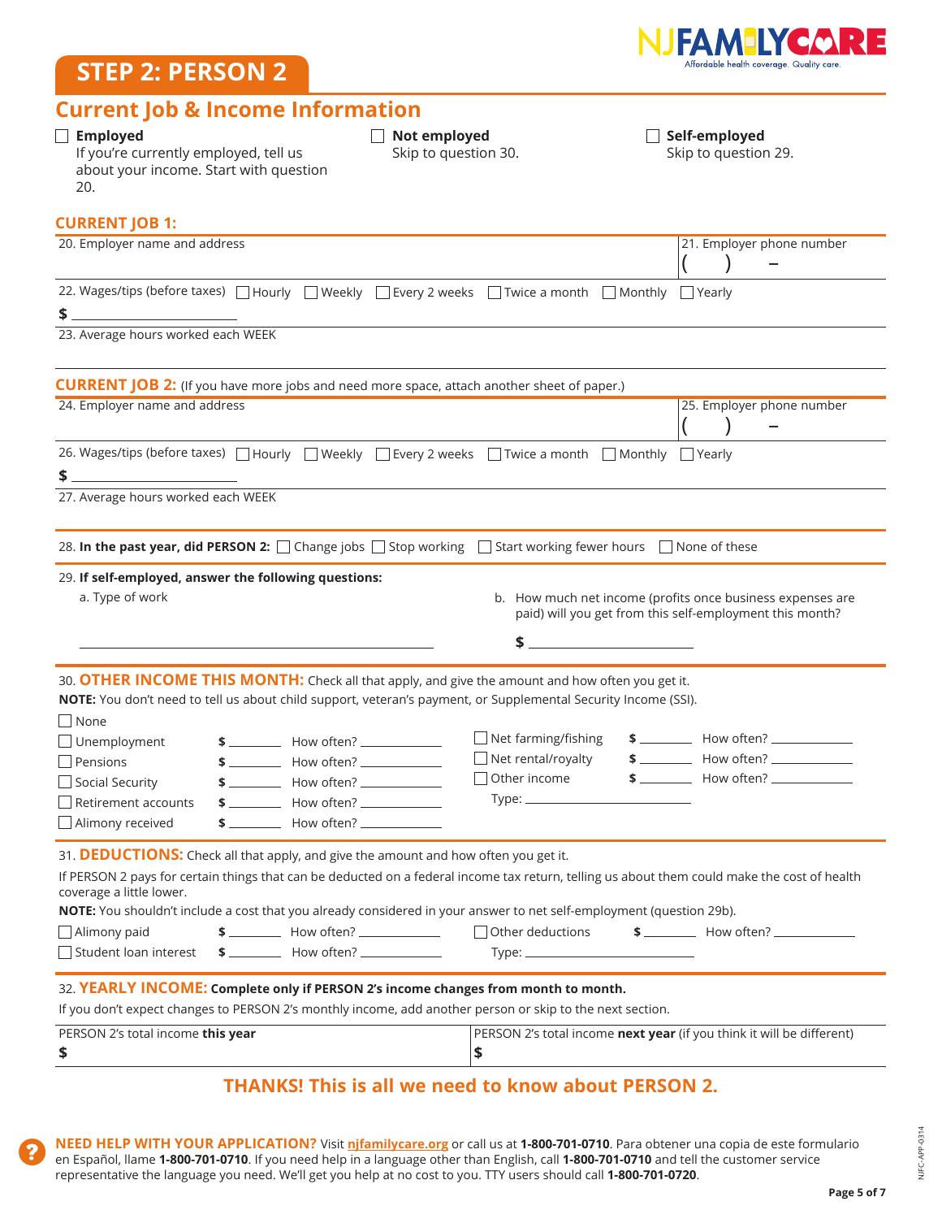# STEP 2: PERSON 2

## Current Job & Income Information

- ☐ **Employed**
  If you're currently employed, tell us about your income. Start with question 20.
- ☐ **Not employed**
  Skip to question 30.
- ☐ **Self-employed**
  Skip to question 29.

### CURRENT JOB 1:

| 20. Employer name and address | 21. Employer phone number ( ) – |
|---|---|

22. Wages/tips (before taxes) ☐ Hourly ☐ Weekly ☐ Every 2 weeks ☐ Twice a month ☐ Monthly ☐ Yearly

$ ____________________

23. Average hours worked each WEEK

### CURRENT JOB 2: (If you have more jobs and need more space, attach another sheet of paper.)

| 24. Employer name and address | 25. Employer phone number ( ) – |
|---|---|

26. Wages/tips (before taxes) ☐ Hourly ☐ Weekly ☐ Every 2 weeks ☐ Twice a month ☐ Monthly ☐ Yearly

$ ____________________

27. Average hours worked each WEEK

28. **In the past year, did PERSON 2:** ☐ Change jobs ☐ Stop working ☐ Start working fewer hours ☐ None of these

29. **If self-employed, answer the following questions:**

a. Type of work

____________________

b. How much net income (profits once business expenses are paid) will you get from this self-employment this month?

$ ____________________

30. **OTHER INCOME THIS MONTH:** Check all that apply, and give the amount and how often you get it.

**NOTE:** You don't need to tell us about child support, veteran's payment, or Supplemental Security Income (SSI).

☐ None

| | | |
|---|---|---|
| ☐ Unemployment | $ ________ | How often? ____________ |
| ☐ Pensions | $ ________ | How often? ____________ |
| ☐ Social Security | $ ________ | How often? ____________ |
| ☐ Retirement accounts | $ ________ | How often? ____________ |
| ☐ Alimony received | $ ________ | How often? ____________ |
| ☐ Net farming/fishing | $ ________ | How often? ____________ |
| ☐ Net rental/royalty | $ ________ | How often? ____________ |
| ☐ Other income | $ ________ | How often? ____________ |

Type: ____________________

31. **DEDUCTIONS:** Check all that apply, and give the amount and how often you get it.

If PERSON 2 pays for certain things that can be deducted on a federal income tax return, telling us about them could make the cost of health coverage a little lower.

**NOTE:** You shouldn't include a cost that you already considered in your answer to net self-employment (question 29b).

| | | |
|---|---|---|
| ☐ Alimony paid | $ ________ | How often? ____________ |
| ☐ Student loan interest | $ ________ | How often? ____________ |
| ☐ Other deductions | $ ________ | How often? ____________ |

Type: ____________________

32. **YEARLY INCOME: Complete only if PERSON 2's income changes from month to month.**

If you don't expect changes to PERSON 2's monthly income, add another person or skip to the next section.

| PERSON 2's total income **this year** | PERSON 2's total income **next year** (if you think it will be different) |
|---|---|
| $ | $ |

**THANKS! This is all we need to know about PERSON 2.**

**NEED HELP WITH YOUR APPLICATION?** Visit **njfamilycare.org** or call us at **1-800-701-0710**. Para obtener una copia de este formulario en Español, llame **1-800-701-0710**. If you need help in a language other than English, call **1-800-701-0710** and tell the customer service representative the language you need. We'll get you help at no cost to you. TTY users should call **1-800-701-0720**.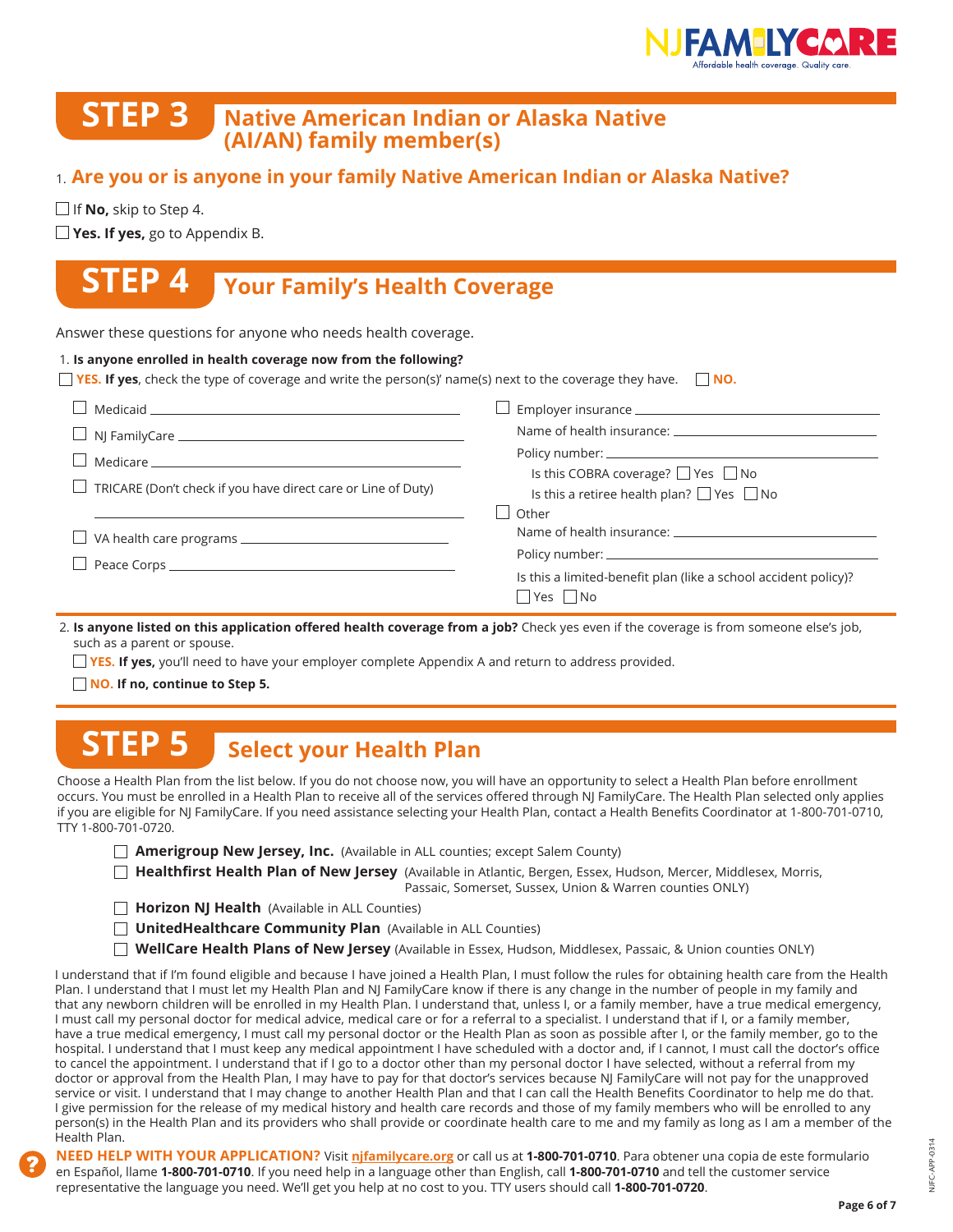## STEP 3 Native American Indian or Alaska Native (AI/AN) family member(s)

1. **Are you or is anyone in your family Native American Indian or Alaska Native?**

☐ If **No,** skip to Step 4.

☐ **Yes. If yes,** go to Appendix B.

## STEP 4 Your Family's Health Coverage

Answer these questions for anyone who needs health coverage.

1. **Is anyone enrolled in health coverage now from the following?**

☐ **YES. If yes**, check the type of coverage and write the person(s)' name(s) next to the coverage they have. ☐ **NO.**

☐ Medicaid ______________________

☐ NJ FamilyCare ______________________

☐ Medicare ______________________

☐ TRICARE (Don't check if you have direct care or Line of Duty)

______________________

☐ VA health care programs ______________________

☐ Peace Corps ______________________

☐ Employer insurance ______________________

Name of health insurance: ______________________

Policy number: ______________________

Is this COBRA coverage? ☐ Yes ☐ No

Is this a retiree health plan? ☐ Yes ☐ No

☐ Other

Name of health insurance: ______________________

Policy number: ______________________

Is this a limited-benefit plan (like a school accident policy)?

☐ Yes ☐ No

2. **Is anyone listed on this application offered health coverage from a job?** Check yes even if the coverage is from someone else's job, such as a parent or spouse.

☐ **YES. If yes,** you'll need to have your employer complete Appendix A and return to address provided.

☐ **NO. If no, continue to Step 5.**

## STEP 5 Select your Health Plan

Choose a Health Plan from the list below. If you do not choose now, you will have an opportunity to select a Health Plan before enrollment occurs. You must be enrolled in a Health Plan to receive all of the services offered through NJ FamilyCare. The Health Plan selected only applies if you are eligible for NJ FamilyCare. If you need assistance selecting your Health Plan, contact a Health Benefits Coordinator at 1-800-701-0710, TTY 1-800-701-0720.

☐ **Amerigroup New Jersey, Inc.** (Available in ALL counties; except Salem County)

☐ **Healthfirst Health Plan of New Jersey** (Available in Atlantic, Bergen, Essex, Hudson, Mercer, Middlesex, Morris, Passaic, Somerset, Sussex, Union & Warren counties ONLY)

☐ **Horizon NJ Health** (Available in ALL Counties)

☐ **UnitedHealthcare Community Plan** (Available in ALL Counties)

☐ **WellCare Health Plans of New Jersey** (Available in Essex, Hudson, Middlesex, Passaic, & Union counties ONLY)

I understand that if I'm found eligible and because I have joined a Health Plan, I must follow the rules for obtaining health care from the Health Plan. I understand that I must let my Health Plan and NJ FamilyCare know if there is any change in the number of people in my family and that any newborn children will be enrolled in my Health Plan. I understand that, unless I, or a family member, have a true medical emergency, I must call my personal doctor for medical advice, medical care or for a referral to a specialist. I understand that if I, or a family member, have a true medical emergency, I must call my personal doctor or the Health Plan as soon as possible after I, or the family member, go to the hospital. I understand that I must keep any medical appointment I have scheduled with a doctor and, if I cannot, I must call the doctor's office to cancel the appointment. I understand that if I go to a doctor other than my personal doctor I have selected, without a referral from my doctor or approval from the Health Plan, I may have to pay for that doctor's services because NJ FamilyCare will not pay for the unapproved service or visit. I understand that I may change to another Health Plan and that I can call the Health Benefits Coordinator to help me do that. I give permission for the release of my medical history and health care records and those of my family members who will be enrolled to any person(s) in the Health Plan and its providers who shall provide or coordinate health care to me and my family as long as I am a member of the Health Plan.

**NEED HELP WITH YOUR APPLICATION?** Visit **njfamilycare.org** or call us at **1-800-701-0710**. Para obtener una copia de este formulario en Español, llame **1-800-701-0710**. If you need help in a language other than English, call **1-800-701-0710** and tell the customer service representative the language you need. We'll get you help at no cost to you. TTY users should call **1-800-701-0720**.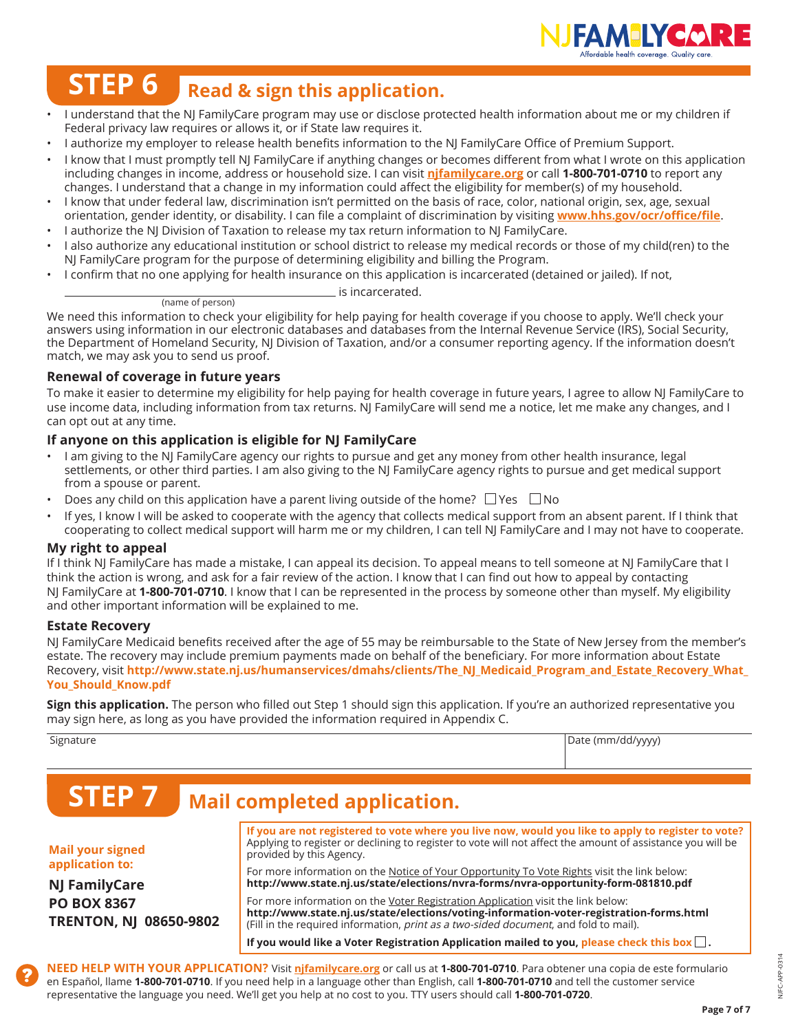# STEP 6 Read & sign this application.

- I understand that the NJ FamilyCare program may use or disclose protected health information about me or my children if Federal privacy law requires or allows it, or if State law requires it.
- I authorize my employer to release health benefits information to the NJ FamilyCare Office of Premium Support.
- I know that I must promptly tell NJ FamilyCare if anything changes or becomes different from what I wrote on this application including changes in income, address or household size. I can visit **njfamilycare.org** or call **1-800-701-0710** to report any changes. I understand that a change in my information could affect the eligibility for member(s) of my household.
- I know that under federal law, discrimination isn't permitted on the basis of race, color, national origin, sex, age, sexual orientation, gender identity, or disability. I can file a complaint of discrimination by visiting **www.hhs.gov/ocr/office/file**.
- I authorize the NJ Division of Taxation to release my tax return information to NJ FamilyCare.
- I also authorize any educational institution or school district to release my medical records or those of my child(ren) to the NJ FamilyCare program for the purpose of determining eligibility and billing the Program.
- I confirm that no one applying for health insurance on this application is incarcerated (detained or jailed). If not,

______________________________ is incarcerated.
(name of person)

We need this information to check your eligibility for help paying for health coverage if you choose to apply. We'll check your answers using information in our electronic databases and databases from the Internal Revenue Service (IRS), Social Security, the Department of Homeland Security, NJ Division of Taxation, and/or a consumer reporting agency. If the information doesn't match, we may ask you to send us proof.

### Renewal of coverage in future years

To make it easier to determine my eligibility for help paying for health coverage in future years, I agree to allow NJ FamilyCare to use income data, including information from tax returns. NJ FamilyCare will send me a notice, let me make any changes, and I can opt out at any time.

### If anyone on this application is eligible for NJ FamilyCare

- I am giving to the NJ FamilyCare agency our rights to pursue and get any money from other health insurance, legal settlements, or other third parties. I am also giving to the NJ FamilyCare agency rights to pursue and get medical support from a spouse or parent.
- Does any child on this application have a parent living outside of the home? ☐ Yes ☐ No
- If yes, I know I will be asked to cooperate with the agency that collects medical support from an absent parent. If I think that cooperating to collect medical support will harm me or my children, I can tell NJ FamilyCare and I may not have to cooperate.

### My right to appeal

If I think NJ FamilyCare has made a mistake, I can appeal its decision. To appeal means to tell someone at NJ FamilyCare that I think the action is wrong, and ask for a fair review of the action. I know that I can find out how to appeal by contacting NJ FamilyCare at **1-800-701-0710**. I know that I can be represented in the process by someone other than myself. My eligibility and other important information will be explained to me.

### Estate Recovery

NJ FamilyCare Medicaid benefits received after the age of 55 may be reimbursable to the State of New Jersey from the member's estate. The recovery may include premium payments made on behalf of the beneficiary. For more information about Estate Recovery, visit **http://www.state.nj.us/humanservices/dmahs/clients/The_NJ_Medicaid_Program_and_Estate_Recovery_What_You_Should_Know.pdf**

**Sign this application.** The person who filled out Step 1 should sign this application. If you're an authorized representative you may sign here, as long as you have provided the information required in Appendix C.

| Signature | Date (mm/dd/yyyy) |
|---|---|
| | |

# STEP 7 Mail completed application.

**Mail your signed application to:**

**NJ FamilyCare**
**PO BOX 8367**
**TRENTON, NJ 08650-9802**

**If you are not registered to vote where you live now, would you like to apply to register to vote?** Applying to register or declining to register to vote will not affect the amount of assistance you will be provided by this Agency.

For more information on the Notice of Your Opportunity To Vote Rights visit the link below:
**http://www.state.nj.us/state/elections/nvra-forms/nvra-opportunity-form-081810.pdf**

For more information on the Voter Registration Application visit the link below:
**http://www.state.nj.us/state/elections/voting-information-voter-registration-forms.html**
(Fill in the required information, *print as a two-sided document*, and fold to mail).

**If you would like a Voter Registration Application mailed to you, please check this box ☐.**

**NEED HELP WITH YOUR APPLICATION?** Visit **njfamilycare.org** or call us at **1-800-701-0710**. Para obtener una copia de este formulario en Español, llame **1-800-701-0710**. If you need help in a language other than English, call **1-800-701-0710** and tell the customer service representative the language you need. We'll get you help at no cost to you. TTY users should call **1-800-701-0720**.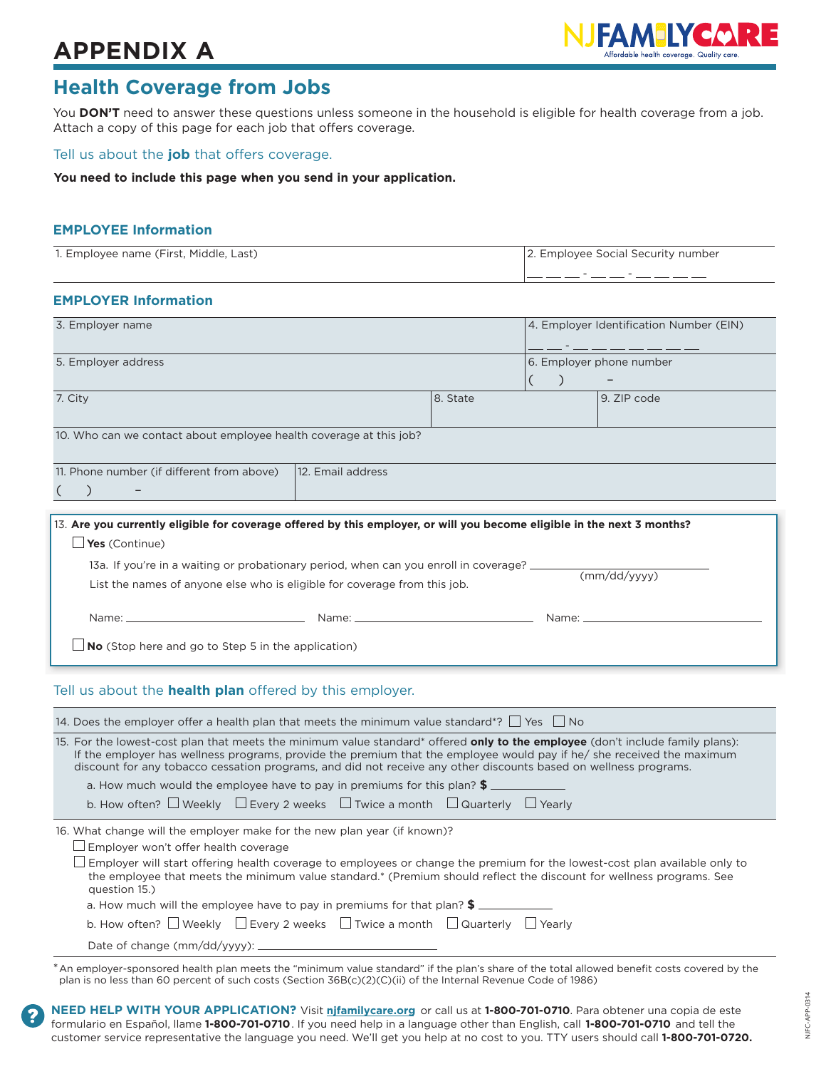# APPENDIX A

NJ FAMILYCARE — Affordable health coverage. Quality care.

## Health Coverage from Jobs

You **DON'T** need to answer these questions unless someone in the household is eligible for health coverage from a job. Attach a copy of this page for each job that offers coverage.

Tell us about the **job** that offers coverage.

**You need to include this page when you send in your application.**

### EMPLOYEE Information

| 1. Employee name (First, Middle, Last) | 2. Employee Social Security number<br>___ ___ ___ - ___ ___ - ___ ___ ___ ___ |
|---|---|

### EMPLOYER Information

| 3. Employer name | | 4. Employer Identification Number (EIN)<br>___ ___ - ___ ___ ___ ___ ___ ___ ___ |
|---|---|---|
| 5. Employer address | | 6. Employer phone number<br>(    )      – |
| 7. City | 8. State | 9. ZIP code |
| 10. Who can we contact about employee health coverage at this job? | | |
| 11. Phone number (if different from above)<br>(    )      – | 12. Email address | |

13. **Are you currently eligible for coverage offered by this employer, or will you become eligible in the next 3 months?**

☐ **Yes** (Continue)

13a. If you're in a waiting or probationary period, when can you enroll in coverage? ________________ (mm/dd/yyyy)

List the names of anyone else who is eligible for coverage from this job.

Name: ____________________ Name: ____________________ Name: ____________________

☐ **No** (Stop here and go to Step 5 in the application)

Tell us about the **health plan** offered by this employer.

14. Does the employer offer a health plan that meets the minimum value standard*? ☐ Yes ☐ No

15. For the lowest-cost plan that meets the minimum value standard* offered **only to the employee** (don't include family plans): If the employer has wellness programs, provide the premium that the employee would pay if he/ she received the maximum discount for any tobacco cessation programs, and did not receive any other discounts based on wellness programs.

a. How much would the employee have to pay in premiums for this plan? **$** ____________

b. How often? ☐ Weekly ☐ Every 2 weeks ☐ Twice a month ☐ Quarterly ☐ Yearly

16. What change will the employer make for the new plan year (if known)?

☐ Employer won't offer health coverage

☐ Employer will start offering health coverage to employees or change the premium for the lowest-cost plan available only to the employee that meets the minimum value standard.* (Premium should reflect the discount for wellness programs. See question 15.)

a. How much will the employee have to pay in premiums for that plan? **$** ____________

b. How often? ☐ Weekly ☐ Every 2 weeks ☐ Twice a month ☐ Quarterly ☐ Yearly

Date of change (mm/dd/yyyy): ____________________

*An employer-sponsored health plan meets the "minimum value standard" if the plan's share of the total allowed benefit costs covered by the plan is no less than 60 percent of such costs (Section 36B(c)(2)(C)(ii) of the Internal Revenue Code of 1986)

**NEED HELP WITH YOUR APPLICATION?** Visit **njfamilycare.org** or call us at **1-800-701-0710**. Para obtener una copia de este formulario en Español, llame **1-800-701-0710**. If you need help in a language other than English, call **1-800-701-0710** and tell the customer service representative the language you need. We'll get you help at no cost to you. TTY users should call **1-800-701-0720.**

NJFC-APP-0314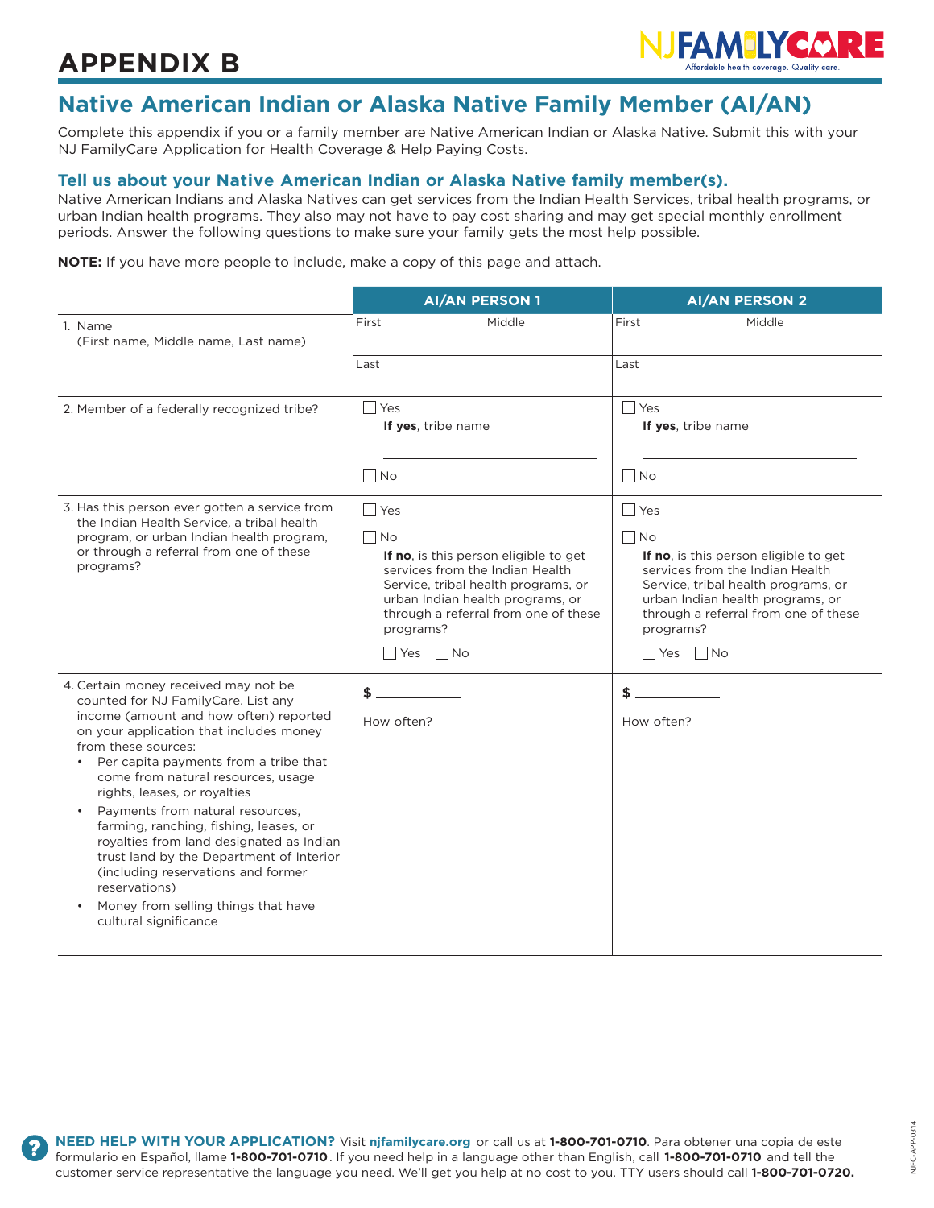# APPENDIX B

## Native American Indian or Alaska Native Family Member (AI/AN)

Complete this appendix if you or a family member are Native American Indian or Alaska Native. Submit this with your NJ FamilyCare Application for Health Coverage & Help Paying Costs.

### Tell us about your Native American Indian or Alaska Native family member(s).

Native American Indians and Alaska Natives can get services from the Indian Health Services, tribal health programs, or urban Indian health programs. They also may not have to pay cost sharing and may get special monthly enrollment periods. Answer the following questions to make sure your family gets the most help possible.

**NOTE:** If you have more people to include, make a copy of this page and attach.

| | AI/AN PERSON 1 | AI/AN PERSON 2 |
|---|---|---|
| 1. Name (First name, Middle name, Last name) | First \_\_\_ Middle \_\_\_ Last \_\_\_ | First \_\_\_ Middle \_\_\_ Last \_\_\_ |
| 2. Member of a federally recognized tribe? | ☐ Yes **If yes**, tribe name \_\_\_\_\_\_\_\_ ☐ No | ☐ Yes **If yes**, tribe name \_\_\_\_\_\_\_\_ ☐ No |
| 3. Has this person ever gotten a service from the Indian Health Service, a tribal health program, or urban Indian health program, or through a referral from one of these programs? | ☐ Yes ☐ No **If no**, is this person eligible to get services from the Indian Health Service, tribal health programs, or urban Indian health programs, or through a referral from one of these programs? ☐ Yes ☐ No | ☐ Yes ☐ No **If no**, is this person eligible to get services from the Indian Health Service, tribal health programs, or urban Indian health programs, or through a referral from one of these programs? ☐ Yes ☐ No |
| 4. Certain money received may not be counted for NJ FamilyCare. List any income (amount and how often) reported on your application that includes money from these sources: <br>• Per capita payments from a tribe that come from natural resources, usage rights, leases, or royalties <br>• Payments from natural resources, farming, ranching, fishing, leases, or royalties from land designated as Indian trust land by the Department of Interior (including reservations and former reservations) <br>• Money from selling things that have cultural significance | **$** \_\_\_\_\_\_\_\_ How often?\_\_\_\_\_\_\_\_ | **$** \_\_\_\_\_\_\_\_ How often?\_\_\_\_\_\_\_\_ |

**NEED HELP WITH YOUR APPLICATION?** Visit **njfamilycare.org** or call us at **1-800-701-0710**. Para obtener una copia de este formulario en Español, llame **1-800-701-0710**. If you need help in a language other than English, call **1-800-701-0710** and tell the customer service representative the language you need. We'll get you help at no cost to you. TTY users should call **1-800-701-0720.**

NJFC-APP-0314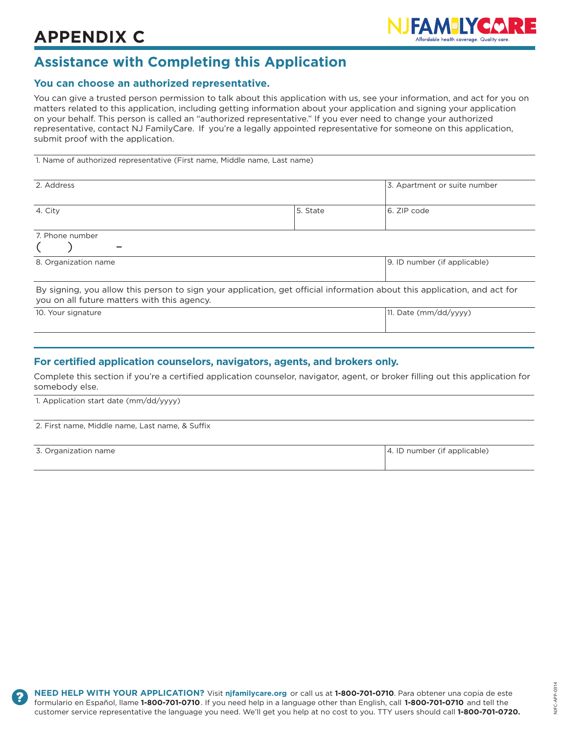# APPENDIX C

## Assistance with Completing this Application

### You can choose an authorized representative.

You can give a trusted person permission to talk about this application with us, see your information, and act for you on matters related to this application, including getting information about your application and signing your application on your behalf. This person is called an "authorized representative." If you ever need to change your authorized representative, contact NJ FamilyCare. If you're a legally appointed representative for someone on this application, submit proof with the application.

| | | |
|---|---|---|
| 1. Name of authorized representative (First name, Middle name, Last name) | | |
| 2. Address | | 3. Apartment or suite number |
| 4. City | 5. State | 6. ZIP code |
| 7. Phone number<br>(   )   – | | |
| 8. Organization name | | 9. ID number (if applicable) |

By signing, you allow this person to sign your application, get official information about this application, and act for you on all future matters with this agency.

| | |
|---|---|
| 10. Your signature | 11. Date (mm/dd/yyyy) |

### For certified application counselors, navigators, agents, and brokers only.

Complete this section if you're a certified application counselor, navigator, agent, or broker filling out this application for somebody else.

| | |
|---|---|
| 1. Application start date (mm/dd/yyyy) | |
| 2. First name, Middle name, Last name, & Suffix | |
| 3. Organization name | 4. ID number (if applicable) |

**NEED HELP WITH YOUR APPLICATION?** Visit **njfamilycare.org** or call us at **1-800-701-0710**. Para obtener una copia de este formulario en Español, llame **1-800-701-0710**. If you need help in a language other than English, call **1-800-701-0710** and tell the customer service representative the language you need. We'll get you help at no cost to you. TTY users should call **1-800-701-0720.**

NJFC-APP-0314